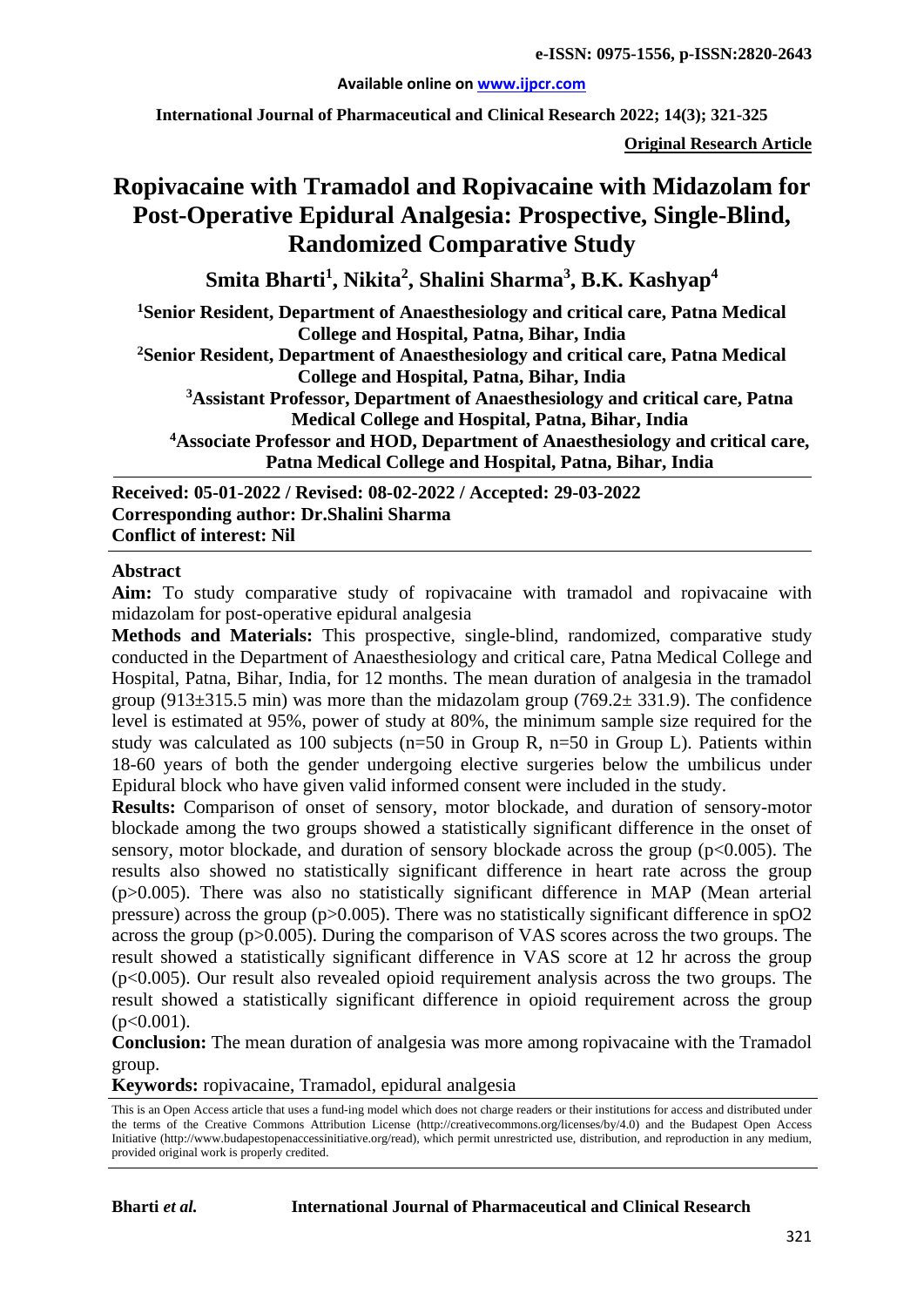**Available online on www.ijpcr.com**

**Original Research Article**

# Ropivacaine with Tramadol and Ropivacaine with Midazolam for Post-Operative Epidural Analgesia: Prospective, Single-Blind, Randomized Comparative Study

**Smita Bharti[1], Nikita[2], Shalini Sharma[3], B.K. Kashyap[4]**

**[1]Senior Resident, Department of Anaesthesiology and critical care, Patna Medical College and Hospital, Patna, Bihar, India**

**[2]Senior Resident, Department of Anaesthesiology and critical care, Patna Medical College and Hospital, Patna, Bihar, India**

**[3]Assistant Professor, Department of Anaesthesiology and critical care, Patna Medical College and Hospital, Patna, Bihar, India**

**[4]Associate Professor and HOD, Department of Anaesthesiology and critical care, Patna Medical College and Hospital, Patna, Bihar, India**

**Received: 05-01-2022 / Revised: 08-02-2022 / Accepted: 29-03-2022**
**Corresponding author: Dr.Shalini Sharma**
**Conflict of interest: Nil**

## Abstract

**Aim:** To study comparative study of ropivacaine with tramadol and ropivacaine with midazolam for post-operative epidural analgesia

**Methods and Materials:** This prospective, single-blind, randomized, comparative study conducted in the Department of Anaesthesiology and critical care, Patna Medical College and Hospital, Patna, Bihar, India, for 12 months. The mean duration of analgesia in the tramadol group (913±315.5 min) was more than the midazolam group (769.2± 331.9). The confidence level is estimated at 95%, power of study at 80%, the minimum sample size required for the study was calculated as 100 subjects (n=50 in Group R, n=50 in Group L). Patients within 18-60 years of both the gender undergoing elective surgeries below the umbilicus under Epidural block who have given valid informed consent were included in the study.

**Results:** Comparison of onset of sensory, motor blockade, and duration of sensory-motor blockade among the two groups showed a statistically significant difference in the onset of sensory, motor blockade, and duration of sensory blockade across the group ($p<0.005$). The results also showed no statistically significant difference in heart rate across the group ($p>0.005$). There was also no statistically significant difference in MAP (Mean arterial pressure) across the group ($p>0.005$). There was no statistically significant difference in $spO_2$ across the group ($p>0.005$). During the comparison of VAS scores across the two groups. The result showed a statistically significant difference in VAS score at 12 hr across the group ($p<0.005$). Our result also revealed opioid requirement analysis across the two groups. The result showed a statistically significant difference in opioid requirement across the group ($p<0.001$).

**Conclusion:** The mean duration of analgesia was more among ropivacaine with the Tramadol group.

**Keywords:** ropivacaine, Tramadol, epidural analgesia

This is an Open Access article that uses a fund-ing model which does not charge readers or their institutions for access and distributed under the terms of the Creative Commons Attribution License (http://creativecommons.org/licenses/by/4.0) and the Budapest Open Access Initiative (http://www.budapestopenaccessinitiative.org/read), which permit unrestricted use, distribution, and reproduction in any medium, provided original work is properly credited.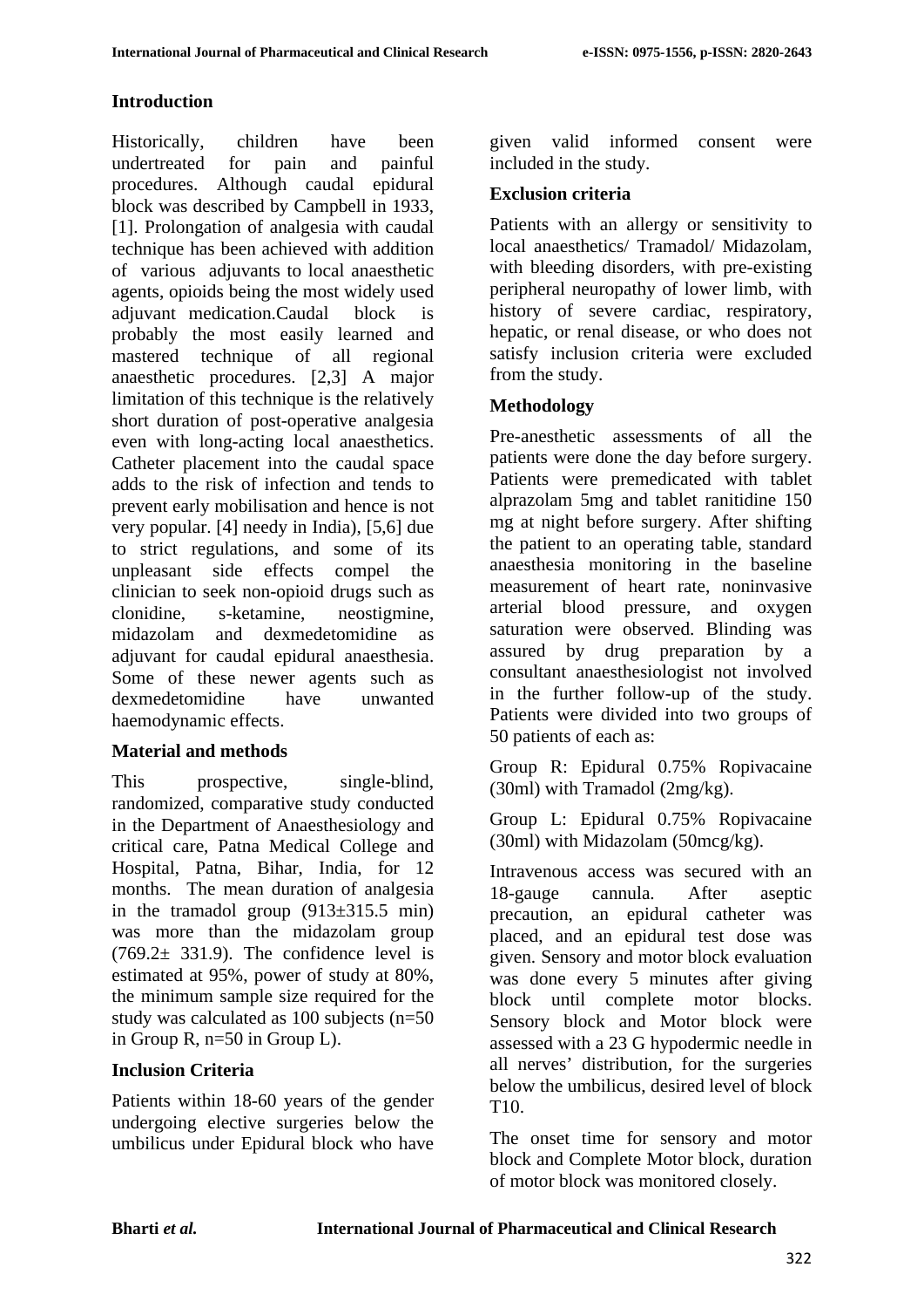## Introduction

Historically, children have been undertreated for pain and painful procedures. Although caudal epidural block was described by Campbell in 1933, [1]. Prolongation of analgesia with caudal technique has been achieved with addition of various adjuvants to local anaesthetic agents, opioids being the most widely used adjuvant medication.Caudal block is probably the most easily learned and mastered technique of all regional anaesthetic procedures. [2,3] A major limitation of this technique is the relatively short duration of post-operative analgesia even with long-acting local anaesthetics. Catheter placement into the caudal space adds to the risk of infection and tends to prevent early mobilisation and hence is not very popular. [4] needy in India), [5,6] due to strict regulations, and some of its unpleasant side effects compel the clinician to seek non-opioid drugs such as clonidine, s-ketamine, neostigmine, midazolam and dexmedetomidine as adjuvant for caudal epidural anaesthesia. Some of these newer agents such as dexmedetomidine have unwanted haemodynamic effects.

## Material and methods

This prospective, single-blind, randomized, comparative study conducted in the Department of Anaesthesiology and critical care, Patna Medical College and Hospital, Patna, Bihar, India, for 12 months. The mean duration of analgesia in the tramadol group (913±315.5 min) was more than the midazolam group (769.2± 331.9). The confidence level is estimated at 95%, power of study at 80%, the minimum sample size required for the study was calculated as 100 subjects (n=50 in Group R, n=50 in Group L).

## Inclusion Criteria

Patients within 18-60 years of the gender undergoing elective surgeries below the umbilicus under Epidural block who have given valid informed consent were included in the study.

## Exclusion criteria

Patients with an allergy or sensitivity to local anaesthetics/ Tramadol/ Midazolam, with bleeding disorders, with pre-existing peripheral neuropathy of lower limb, with history of severe cardiac, respiratory, hepatic, or renal disease, or who does not satisfy inclusion criteria were excluded from the study.

## Methodology

Pre-anesthetic assessments of all the patients were done the day before surgery. Patients were premedicated with tablet alprazolam 5mg and tablet ranitidine 150 mg at night before surgery. After shifting the patient to an operating table, standard anaesthesia monitoring in the baseline measurement of heart rate, noninvasive arterial blood pressure, and oxygen saturation were observed. Blinding was assured by drug preparation by a consultant anaesthesiologist not involved in the further follow-up of the study. Patients were divided into two groups of 50 patients of each as:

Group R: Epidural 0.75% Ropivacaine (30ml) with Tramadol (2mg/kg).

Group L: Epidural 0.75% Ropivacaine (30ml) with Midazolam (50mcg/kg).

Intravenous access was secured with an 18-gauge cannula. After aseptic precaution, an epidural catheter was placed, and an epidural test dose was given. Sensory and motor block evaluation was done every 5 minutes after giving block until complete motor blocks. Sensory block and Motor block were assessed with a 23 G hypodermic needle in all nerves' distribution, for the surgeries below the umbilicus, desired level of block T10.

The onset time for sensory and motor block and Complete Motor block, duration of motor block was monitored closely.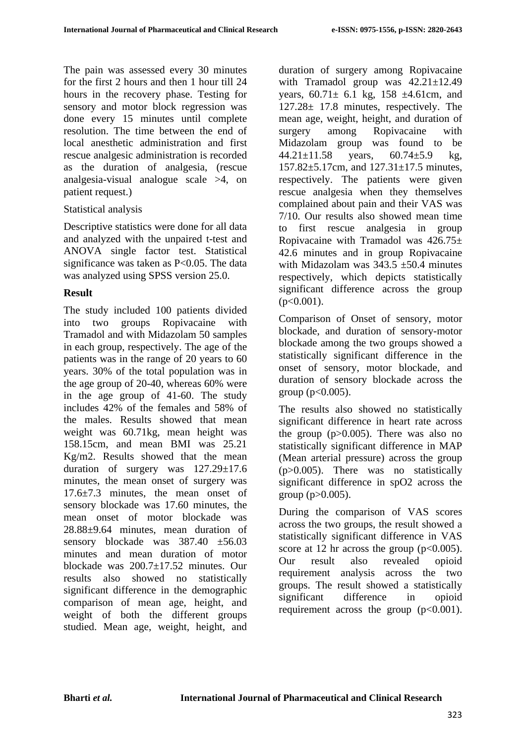The pain was assessed every 30 minutes for the first 2 hours and then 1 hour till 24 hours in the recovery phase. Testing for sensory and motor block regression was done every 15 minutes until complete resolution. The time between the end of local anesthetic administration and first rescue analgesic administration is recorded as the duration of analgesia, (rescue analgesia-visual analogue scale >4, on patient request.)

Statistical analysis

Descriptive statistics were done for all data and analyzed with the unpaired t-test and ANOVA single factor test. Statistical significance was taken as $P<0.05$. The data was analyzed using SPSS version 25.0.

## Result

The study included 100 patients divided into two groups Ropivacaine with Tramadol and with Midazolam 50 samples in each group, respectively. The age of the patients was in the range of 20 years to 60 years. 30% of the total population was in the age group of 20-40, whereas 60% were in the age group of 41-60. The study includes 42% of the females and 58% of the males. Results showed that mean weight was 60.71kg, mean height was 158.15cm, and mean BMI was 25.21 Kg/m2. Results showed that the mean duration of surgery was $127.29\pm17.6$ minutes, the mean onset of surgery was $17.6\pm7.3$ minutes, the mean onset of sensory blockade was 17.60 minutes, the mean onset of motor blockade was $28.88\pm9.64$ minutes, mean duration of sensory blockade was 387.40 $\pm56.03$ minutes and mean duration of motor blockade was $200.7\pm17.52$ minutes. Our results also showed no statistically significant difference in the demographic comparison of mean age, height, and weight of both the different groups studied. Mean age, weight, height, and duration of surgery among Ropivacaine with Tramadol group was $42.21\pm12.49$ years, $60.71\pm$ 6.1 kg, 158 $\pm4.61$cm, and $127.28\pm$ 17.8 minutes, respectively. The mean age, weight, height, and duration of surgery among Ropivacaine with Midazolam group was found to be $44.21\pm11.58$ years, $60.74\pm5.9$ kg, $157.82\pm5.17$cm, and $127.31\pm17.5$ minutes, respectively. The patients were given rescue analgesia when they themselves complained about pain and their VAS was 7/10. Our results also showed mean time to first rescue analgesia in group Ropivacaine with Tramadol was $426.75\pm$ 42.6 minutes and in group Ropivacaine with Midazolam was 343.5 $\pm50.4$ minutes respectively, which depicts statistically significant difference across the group $(p<0.001)$.

Comparison of Onset of sensory, motor blockade, and duration of sensory-motor blockade among the two groups showed a statistically significant difference in the onset of sensory, motor blockade, and duration of sensory blockade across the group $(p<0.005)$.

The results also showed no statistically significant difference in heart rate across the group $(p>0.005)$. There was also no statistically significant difference in MAP (Mean arterial pressure) across the group $(p>0.005)$. There was no statistically significant difference in spO2 across the group $(p>0.005)$.

During the comparison of VAS scores across the two groups, the result showed a statistically significant difference in VAS score at 12 hr across the group $(p<0.005)$. Our result also revealed opioid requirement analysis across the two groups. The result showed a statistically significant difference in opioid requirement across the group $(p<0.001)$.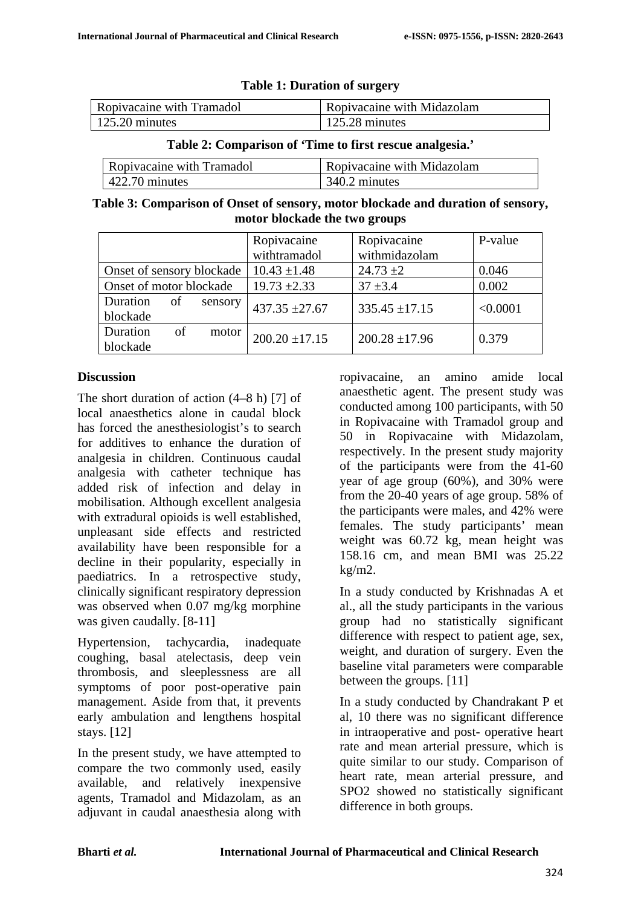**Table 1: Duration of surgery**

| Ropivacaine with Tramadol | Ropivacaine with Midazolam |
|---|---|
| 125.20 minutes | 125.28 minutes |

**Table 2: Comparison of 'Time to first rescue analgesia.'**

| Ropivacaine with Tramadol | Ropivacaine with Midazolam |
|---|---|
| 422.70 minutes | 340.2 minutes |

**Table 3: Comparison of Onset of sensory, motor blockade and duration of sensory, motor blockade the two groups**

| | Ropivacaine withtramadol | Ropivacaine withmidazolam | P-value |
|---|---|---|---|
| Onset of sensory blockade | 10.43 ±1.48 | 24.73 ±2 | 0.046 |
| Onset of motor blockade | 19.73 ±2.33 | 37 ±3.4 | 0.002 |
| Duration of sensory blockade | 437.35 ±27.67 | 335.45 ±17.15 | <0.0001 |
| Duration of motor blockade | 200.20 ±17.15 | 200.28 ±17.96 | 0.379 |

## Discussion

The short duration of action (4–8 h) [7] of local anaesthetics alone in caudal block has forced the anesthesiologist's to search for additives to enhance the duration of analgesia in children. Continuous caudal analgesia with catheter technique has added risk of infection and delay in mobilisation. Although excellent analgesia with extradural opioids is well established, unpleasant side effects and restricted availability have been responsible for a decline in their popularity, especially in paediatrics. In a retrospective study, clinically significant respiratory depression was observed when 0.07 mg/kg morphine was given caudally. [8-11]

Hypertension, tachycardia, inadequate coughing, basal atelectasis, deep vein thrombosis, and sleeplessness are all symptoms of poor post-operative pain management. Aside from that, it prevents early ambulation and lengthens hospital stays. [12]

In the present study, we have attempted to compare the two commonly used, easily available, and relatively inexpensive agents, Tramadol and Midazolam, as an adjuvant in caudal anaesthesia along with ropivacaine, an amino amide local anaesthetic agent. The present study was conducted among 100 participants, with 50 in Ropivacaine with Tramadol group and 50 in Ropivacaine with Midazolam, respectively. In the present study majority of the participants were from the 41-60 year of age group (60%), and 30% were from the 20-40 years of age group. 58% of the participants were males, and 42% were females. The study participants' mean weight was 60.72 kg, mean height was 158.16 cm, and mean BMI was 25.22 kg/m2.

In a study conducted by Krishnadas A et al., all the study participants in the various group had no statistically significant difference with respect to patient age, sex, weight, and duration of surgery. Even the baseline vital parameters were comparable between the groups. [11]

In a study conducted by Chandrakant P et al, 10 there was no significant difference in intraoperative and post- operative heart rate and mean arterial pressure, which is quite similar to our study. Comparison of heart rate, mean arterial pressure, and SPO2 showed no statistically significant difference in both groups.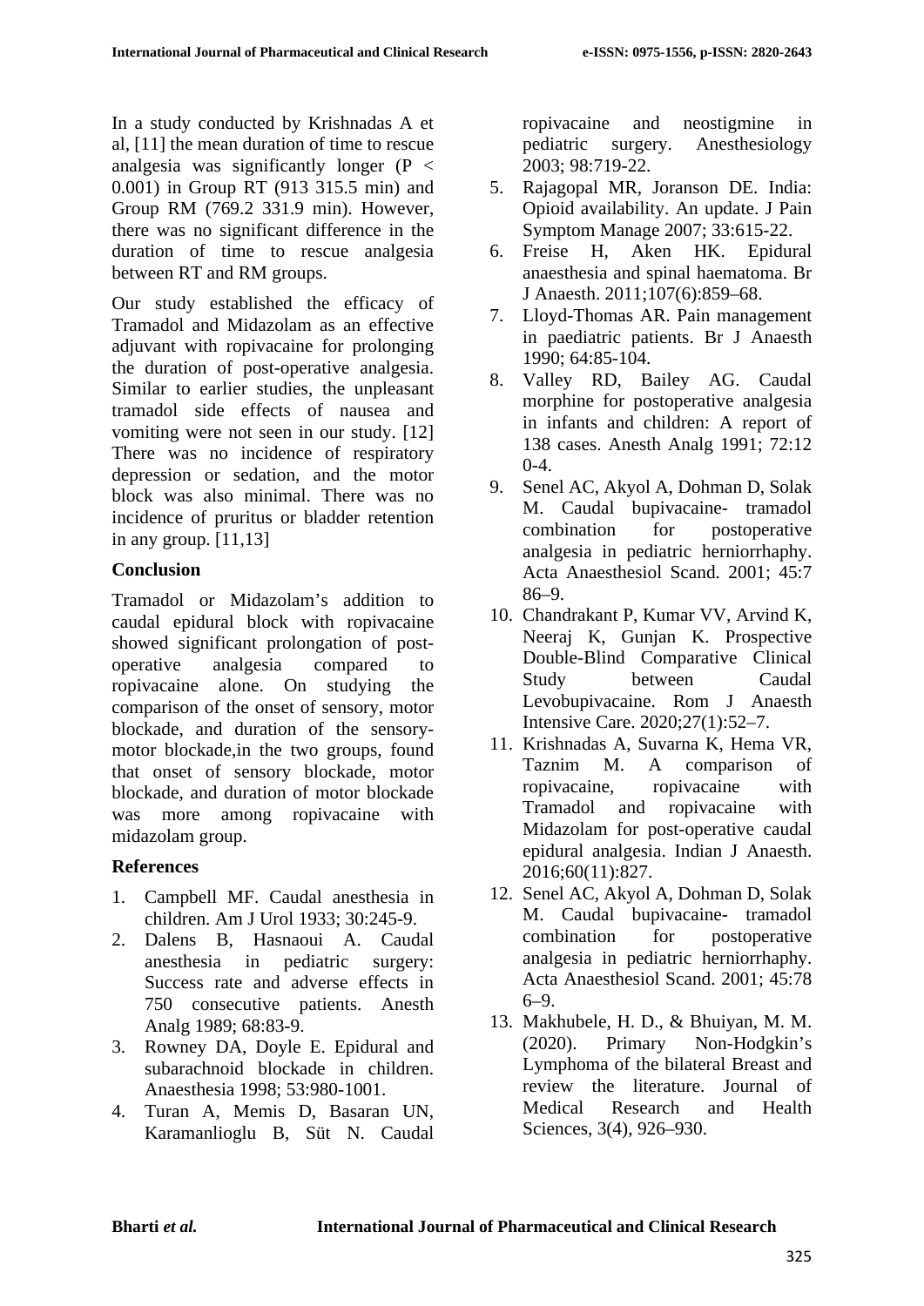In a study conducted by Krishnadas A et al, [11] the mean duration of time to rescue analgesia was significantly longer (P < 0.001) in Group RT (913 315.5 min) and Group RM (769.2 331.9 min). However, there was no significant difference in the duration of time to rescue analgesia between RT and RM groups.

Our study established the efficacy of Tramadol and Midazolam as an effective adjuvant with ropivacaine for prolonging the duration of post-operative analgesia. Similar to earlier studies, the unpleasant tramadol side effects of nausea and vomiting were not seen in our study. [12] There was no incidence of respiratory depression or sedation, and the motor block was also minimal. There was no incidence of pruritus or bladder retention in any group. [11,13]

## Conclusion

Tramadol or Midazolam's addition to caudal epidural block with ropivacaine showed significant prolongation of post-operative analgesia compared to ropivacaine alone. On studying the comparison of the onset of sensory, motor blockade, and duration of the sensory-motor blockade,in the two groups, found that onset of sensory blockade, motor blockade, and duration of motor blockade was more among ropivacaine with midazolam group.

## References

1. Campbell MF. Caudal anesthesia in children. Am J Urol 1933; 30:245-9.
2. Dalens B, Hasnaoui A. Caudal anesthesia in pediatric surgery: Success rate and adverse effects in 750 consecutive patients. Anesth Analg 1989; 68:83-9.
3. Rowney DA, Doyle E. Epidural and subarachnoid blockade in children. Anaesthesia 1998; 53:980-1001.
4. Turan A, Memis D, Basaran UN, Karamanlioglu B, Süt N. Caudal ropivacaine and neostigmine in pediatric surgery. Anesthesiology 2003; 98:719-22.
5. Rajagopal MR, Joranson DE. India: Opioid availability. An update. J Pain Symptom Manage 2007; 33:615-22.
6. Freise H, Aken HK. Epidural anaesthesia and spinal haematoma. Br J Anaesth. 2011;107(6):859–68.
7. Lloyd-Thomas AR. Pain management in paediatric patients. Br J Anaesth 1990; 64:85-104.
8. Valley RD, Bailey AG. Caudal morphine for postoperative analgesia in infants and children: A report of 138 cases. Anesth Analg 1991; 72:12 0-4.
9. Senel AC, Akyol A, Dohman D, Solak M. Caudal bupivacaine- tramadol combination for postoperative analgesia in pediatric herniorrhaphy. Acta Anaesthesiol Scand. 2001; 45:7 86–9.
10. Chandrakant P, Kumar VV, Arvind K, Neeraj K, Gunjan K. Prospective Double-Blind Comparative Clinical Study between Caudal Levobupivacaine. Rom J Anaesth Intensive Care. 2020;27(1):52–7.
11. Krishnadas A, Suvarna K, Hema VR, Taznim M. A comparison of ropivacaine, ropivacaine with Tramadol and ropivacaine with Midazolam for post-operative caudal epidural analgesia. Indian J Anaesth. 2016;60(11):827.
12. Senel AC, Akyol A, Dohman D, Solak M. Caudal bupivacaine- tramadol combination for postoperative analgesia in pediatric herniorrhaphy. Acta Anaesthesiol Scand. 2001; 45:78 6–9.
13. Makhubele, H. D., & Bhuiyan, M. M. (2020). Primary Non-Hodgkin's Lymphoma of the bilateral Breast and review the literature. Journal of Medical Research and Health Sciences, 3(4), 926–930.